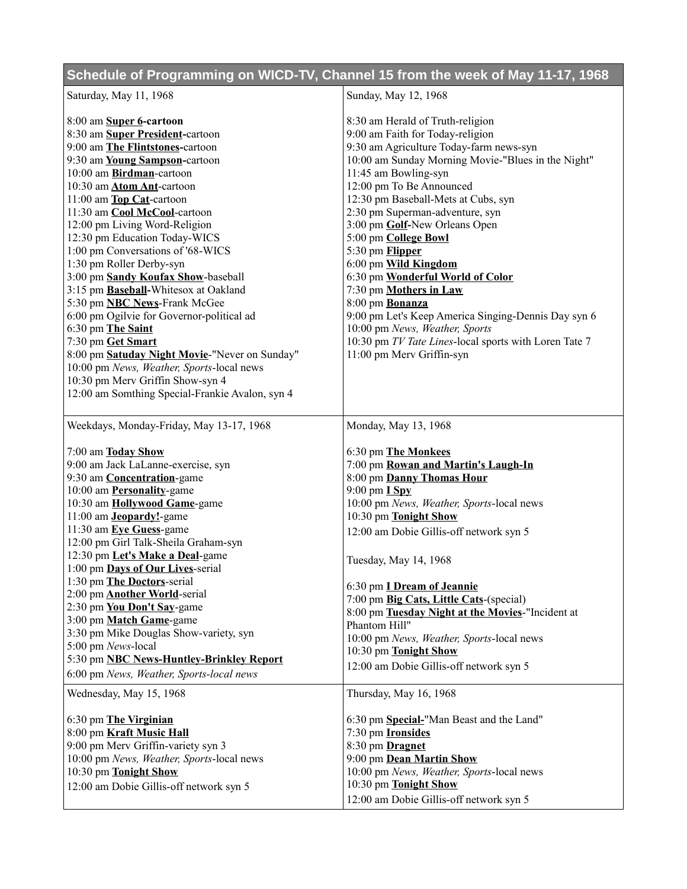## Schedule of Programming on WICD-TV, Channel 15 from the week of May 11-17, 1968

### Saturday, May 11, 1968

8:00 am **Super 6-cartoon**
8:30 am **Super President-**cartoon
9:00 am **The Flintstones-**cartoon
9:30 am **Young Sampson-**cartoon
10:00 am **Birdman**-cartoon
10:30 am **Atom Ant**-cartoon
11:00 am **Top Cat**-cartoon
11:30 am **Cool McCool**-cartoon
12:00 pm Living Word-Religion
12:30 pm Education Today-WICS
1:00 pm Conversations of '68-WICS
1:30 pm Roller Derby-syn
3:00 pm **Sandy Koufax Show**-baseball
3:15 pm **Baseball-**Whitesox at Oakland
5:30 pm **NBC News**-Frank McGee
6:00 pm Ogilvie for Governor-political ad
6:30 pm **The Saint**
7:30 pm **Get Smart**
8:00 pm **Satuday Night Movie**-"Never on Sunday"
10:00 pm *News, Weather, Sports*-local news
10:30 pm Merv Griffin Show-syn 4
12:00 am Somthing Special-Frankie Avalon, syn 4

### Sunday, May 12, 1968

8:30 am Herald of Truth-religion
9:00 am Faith for Today-religion
9:30 am Agriculture Today-farm news-syn
10:00 am Sunday Morning Movie-"Blues in the Night"
11:45 am Bowling-syn
12:00 pm To Be Announced
12:30 pm Baseball-Mets at Cubs, syn
2:30 pm Superman-adventure, syn
3:00 pm **Golf-**New Orleans Open
5:00 pm **College Bowl**
5:30 pm **Flipper**
6:00 pm **Wild Kingdom**
6:30 pm **Wonderful World of Color**
7:30 pm **Mothers in Law**
8:00 pm **Bonanza**
9:00 pm Let's Keep America Singing-Dennis Day syn 6
10:00 pm *News, Weather, Sports*
10:30 pm *TV Tate Lines*-local sports with Loren Tate 7
11:00 pm Merv Griffin-syn

### Weekdays, Monday-Friday, May 13-17, 1968

7:00 am **Today Show**
9:00 am Jack LaLanne-exercise, syn
9:30 am **Concentration**-game
10:00 am **Personality**-game
10:30 am **Hollywood Game**-game
11:00 am **Jeopardy!**-game
11:30 am **Eye Guess**-game
12:00 pm Girl Talk-Sheila Graham-syn
12:30 pm **Let's Make a Deal**-game
1:00 pm **Days of Our Lives**-serial
1:30 pm **The Doctors**-serial
2:00 pm **Another World**-serial
2:30 pm **You Don't Say**-game
3:00 pm **Match Game**-game
3:30 pm Mike Douglas Show-variety, syn
5:00 pm *News*-local
5:30 pm **NBC News-Huntley-Brinkley Report**
6:00 pm *News, Weather, Sports-local news*

### Monday, May 13, 1968

6:30 pm **The Monkees**
7:00 pm **Rowan and Martin's Laugh-In**
8:00 pm **Danny Thomas Hour**
9:00 pm **I Spy**
10:00 pm *News, Weather, Sports*-local news
10:30 pm **Tonight Show**
12:00 am Dobie Gillis-off network syn 5

### Tuesday, May 14, 1968

6:30 pm **I Dream of Jeannie**
7:00 pm **Big Cats, Little Cats**-(special)
8:00 pm **Tuesday Night at the Movies**-"Incident at Phantom Hill"
10:00 pm *News, Weather, Sports*-local news
10:30 pm **Tonight Show**
12:00 am Dobie Gillis-off network syn 5

### Wednesday, May 15, 1968

6:30 pm **The Virginian**
8:00 pm **Kraft Music Hall**
9:00 pm Merv Griffin-variety syn 3
10:00 pm *News, Weather, Sports*-local news
10:30 pm **Tonight Show**
12:00 am Dobie Gillis-off network syn 5

### Thursday, May 16, 1968

6:30 pm **Special-**"Man Beast and the Land"
7:30 pm **Ironsides**
8:30 pm **Dragnet**
9:00 pm **Dean Martin Show**
10:00 pm *News, Weather, Sports*-local news
10:30 pm **Tonight Show**
12:00 am Dobie Gillis-off network syn 5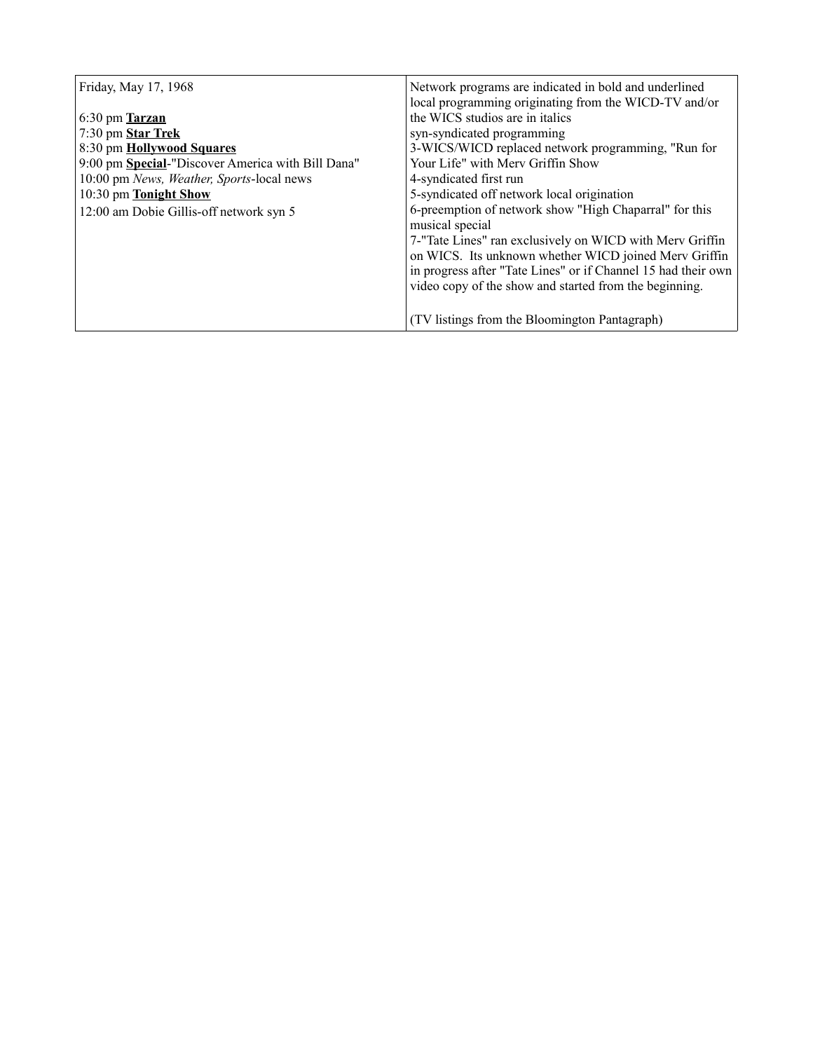| | |
|---|---|
| Friday, May 17, 1968<br><br>6:30 pm **<u>Tarzan</u>**<br>7:30 pm **<u>Star Trek</u>**<br>8:30 pm **<u>Hollywood Squares</u>**<br>9:00 pm **<u>Special</u>**-"Discover America with Bill Dana"<br>10:00 pm *News, Weather, Sports*-local news<br>10:30 pm **<u>Tonight Show</u>**<br>12:00 am Dobie Gillis-off network syn 5 | Network programs are indicated in bold and underlined<br>local programming originating from the WICD-TV and/or the WICS studios are in italics<br>syn-syndicated programming<br>3-WICS/WICD replaced network programming, "Run for Your Life" with Merv Griffin Show<br>4-syndicated first run<br>5-syndicated off network local origination<br>6-preemption of network show "High Chaparral" for this musical special<br>7-"Tate Lines" ran exclusively on WICD with Merv Griffin on WICS. Its unknown whether WICD joined Merv Griffin in progress after "Tate Lines" or if Channel 15 had their own video copy of the show and started from the beginning.<br><br>(TV listings from the Bloomington Pantagraph) |